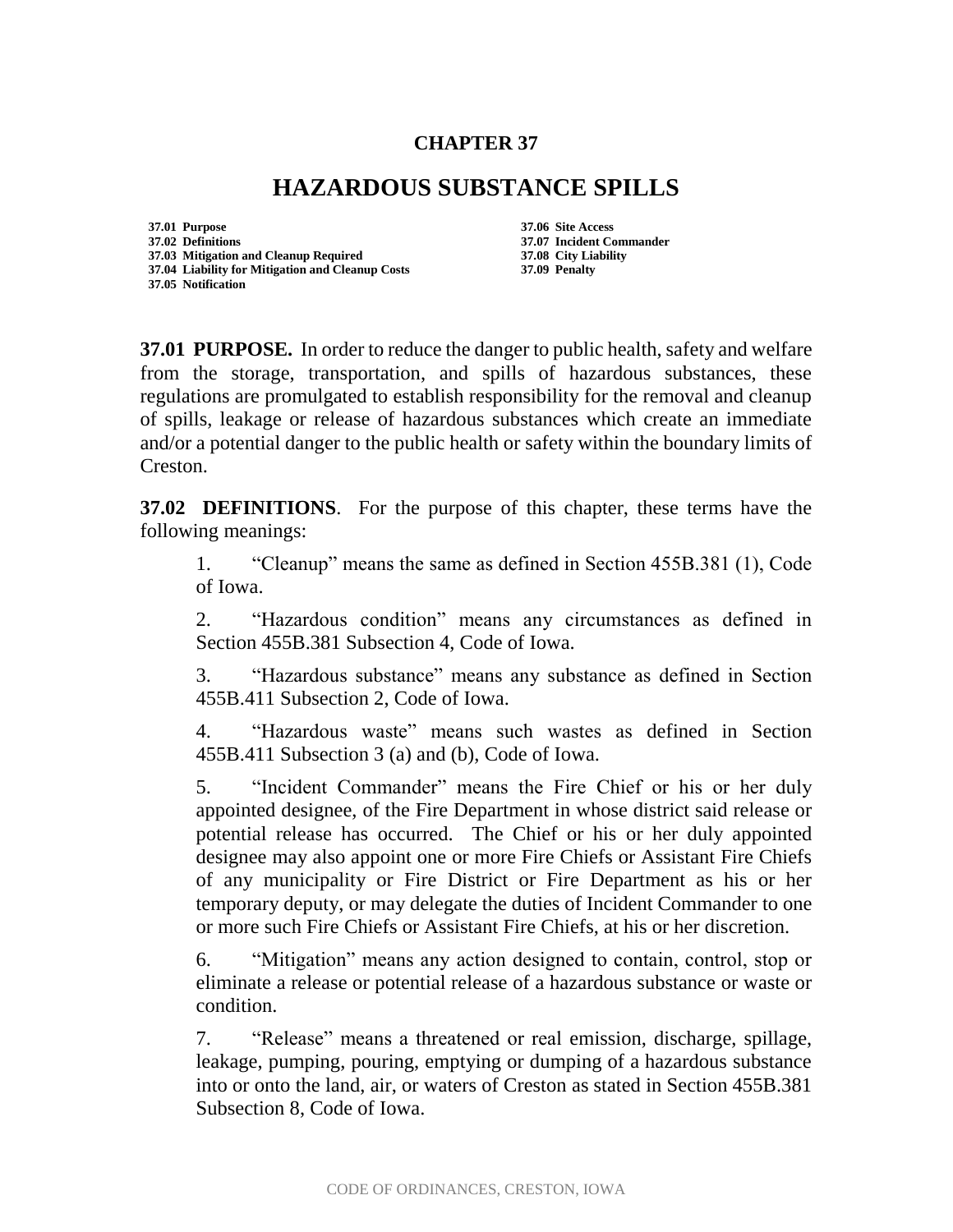# CHAPTER 37

## HAZARDOUS SUBSTANCE SPILLS

**37.01 Purpose**
**37.02 Definitions**
**37.03 Mitigation and Cleanup Required**
**37.04 Liability for Mitigation and Cleanup Costs**
**37.05 Notification**
**37.06 Site Access**
**37.07 Incident Commander**
**37.08 City Liability**
**37.09 Penalty**

**37.01 PURPOSE.** In order to reduce the danger to public health, safety and welfare from the storage, transportation, and spills of hazardous substances, these regulations are promulgated to establish responsibility for the removal and cleanup of spills, leakage or release of hazardous substances which create an immediate and/or a potential danger to the public health or safety within the boundary limits of Creston.

**37.02 DEFINITIONS**. For the purpose of this chapter, these terms have the following meanings:

1. "Cleanup" means the same as defined in Section 455B.381 (1), Code of Iowa.

2. "Hazardous condition" means any circumstances as defined in Section 455B.381 Subsection 4, Code of Iowa.

3. "Hazardous substance" means any substance as defined in Section 455B.411 Subsection 2, Code of Iowa.

4. "Hazardous waste" means such wastes as defined in Section 455B.411 Subsection 3 (a) and (b), Code of Iowa.

5. "Incident Commander" means the Fire Chief or his or her duly appointed designee, of the Fire Department in whose district said release or potential release has occurred. The Chief or his or her duly appointed designee may also appoint one or more Fire Chiefs or Assistant Fire Chiefs of any municipality or Fire District or Fire Department as his or her temporary deputy, or may delegate the duties of Incident Commander to one or more such Fire Chiefs or Assistant Fire Chiefs, at his or her discretion.

6. "Mitigation" means any action designed to contain, control, stop or eliminate a release or potential release of a hazardous substance or waste or condition.

7. "Release" means a threatened or real emission, discharge, spillage, leakage, pumping, pouring, emptying or dumping of a hazardous substance into or onto the land, air, or waters of Creston as stated in Section 455B.381 Subsection 8, Code of Iowa.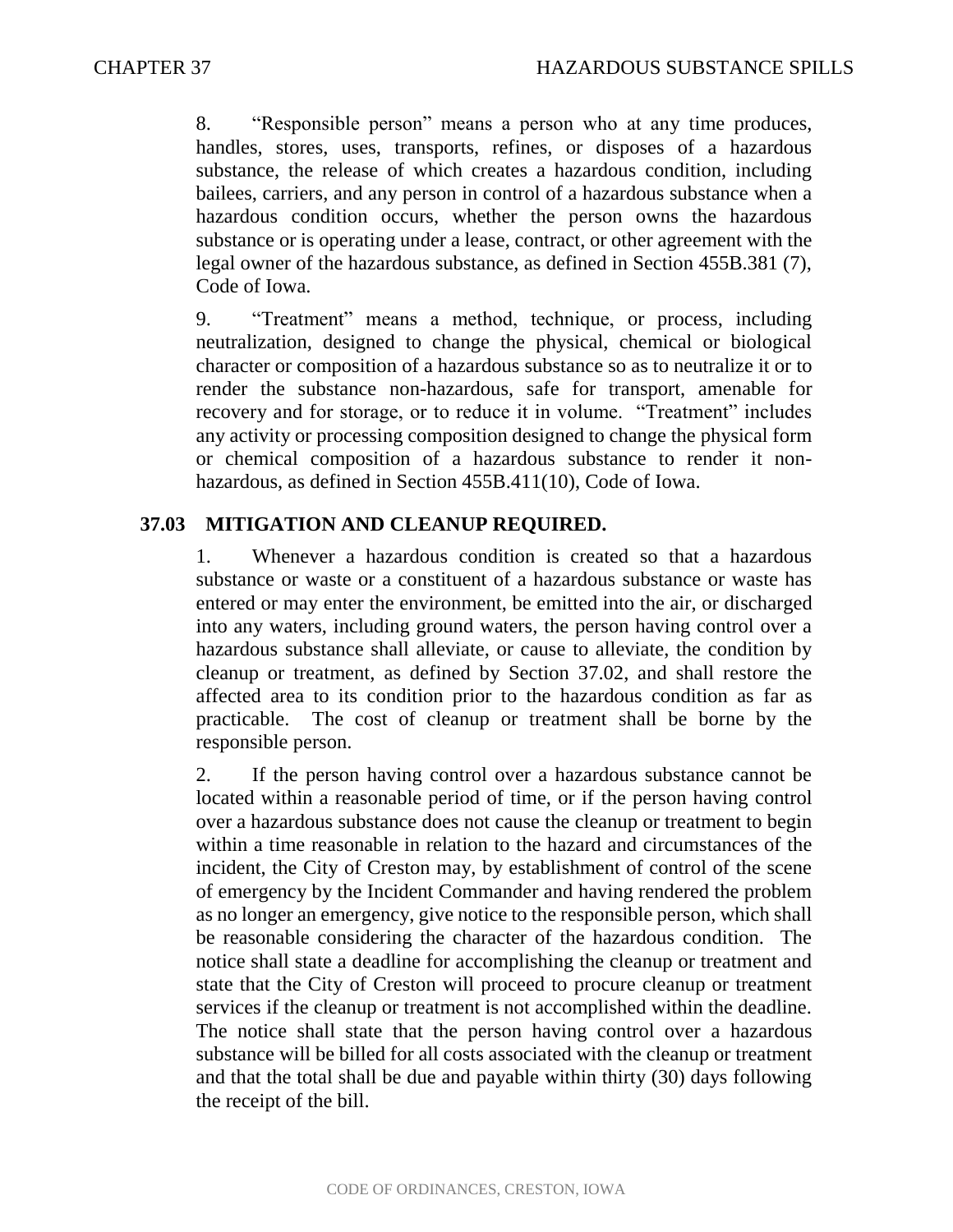8. "Responsible person" means a person who at any time produces, handles, stores, uses, transports, refines, or disposes of a hazardous substance, the release of which creates a hazardous condition, including bailees, carriers, and any person in control of a hazardous substance when a hazardous condition occurs, whether the person owns the hazardous substance or is operating under a lease, contract, or other agreement with the legal owner of the hazardous substance, as defined in Section 455B.381 (7), Code of Iowa.

9. "Treatment" means a method, technique, or process, including neutralization, designed to change the physical, chemical or biological character or composition of a hazardous substance so as to neutralize it or to render the substance non-hazardous, safe for transport, amenable for recovery and for storage, or to reduce it in volume. "Treatment" includes any activity or processing composition designed to change the physical form or chemical composition of a hazardous substance to render it non-hazardous, as defined in Section 455B.411(10), Code of Iowa.

## 37.03 MITIGATION AND CLEANUP REQUIRED.

1. Whenever a hazardous condition is created so that a hazardous substance or waste or a constituent of a hazardous substance or waste has entered or may enter the environment, be emitted into the air, or discharged into any waters, including ground waters, the person having control over a hazardous substance shall alleviate, or cause to alleviate, the condition by cleanup or treatment, as defined by Section 37.02, and shall restore the affected area to its condition prior to the hazardous condition as far as practicable. The cost of cleanup or treatment shall be borne by the responsible person.

2. If the person having control over a hazardous substance cannot be located within a reasonable period of time, or if the person having control over a hazardous substance does not cause the cleanup or treatment to begin within a time reasonable in relation to the hazard and circumstances of the incident, the City of Creston may, by establishment of control of the scene of emergency by the Incident Commander and having rendered the problem as no longer an emergency, give notice to the responsible person, which shall be reasonable considering the character of the hazardous condition. The notice shall state a deadline for accomplishing the cleanup or treatment and state that the City of Creston will proceed to procure cleanup or treatment services if the cleanup or treatment is not accomplished within the deadline. The notice shall state that the person having control over a hazardous substance will be billed for all costs associated with the cleanup or treatment and that the total shall be due and payable within thirty (30) days following the receipt of the bill.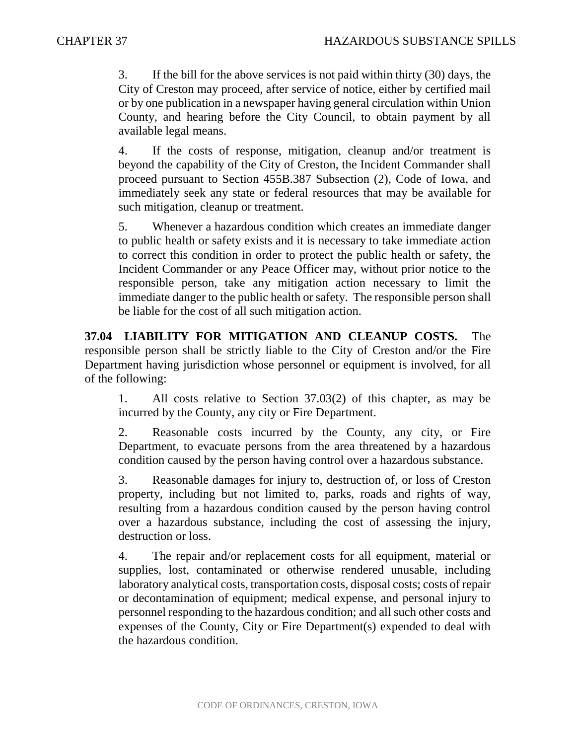3. If the bill for the above services is not paid within thirty (30) days, the City of Creston may proceed, after service of notice, either by certified mail or by one publication in a newspaper having general circulation within Union County, and hearing before the City Council, to obtain payment by all available legal means.

4. If the costs of response, mitigation, cleanup and/or treatment is beyond the capability of the City of Creston, the Incident Commander shall proceed pursuant to Section 455B.387 Subsection (2), Code of Iowa, and immediately seek any state or federal resources that may be available for such mitigation, cleanup or treatment.

5. Whenever a hazardous condition which creates an immediate danger to public health or safety exists and it is necessary to take immediate action to correct this condition in order to protect the public health or safety, the Incident Commander or any Peace Officer may, without prior notice to the responsible person, take any mitigation action necessary to limit the immediate danger to the public health or safety. The responsible person shall be liable for the cost of all such mitigation action.

**37.04 LIABILITY FOR MITIGATION AND CLEANUP COSTS.** The responsible person shall be strictly liable to the City of Creston and/or the Fire Department having jurisdiction whose personnel or equipment is involved, for all of the following:

1. All costs relative to Section 37.03(2) of this chapter, as may be incurred by the County, any city or Fire Department.

2. Reasonable costs incurred by the County, any city, or Fire Department, to evacuate persons from the area threatened by a hazardous condition caused by the person having control over a hazardous substance.

3. Reasonable damages for injury to, destruction of, or loss of Creston property, including but not limited to, parks, roads and rights of way, resulting from a hazardous condition caused by the person having control over a hazardous substance, including the cost of assessing the injury, destruction or loss.

4. The repair and/or replacement costs for all equipment, material or supplies, lost, contaminated or otherwise rendered unusable, including laboratory analytical costs, transportation costs, disposal costs; costs of repair or decontamination of equipment; medical expense, and personal injury to personnel responding to the hazardous condition; and all such other costs and expenses of the County, City or Fire Department(s) expended to deal with the hazardous condition.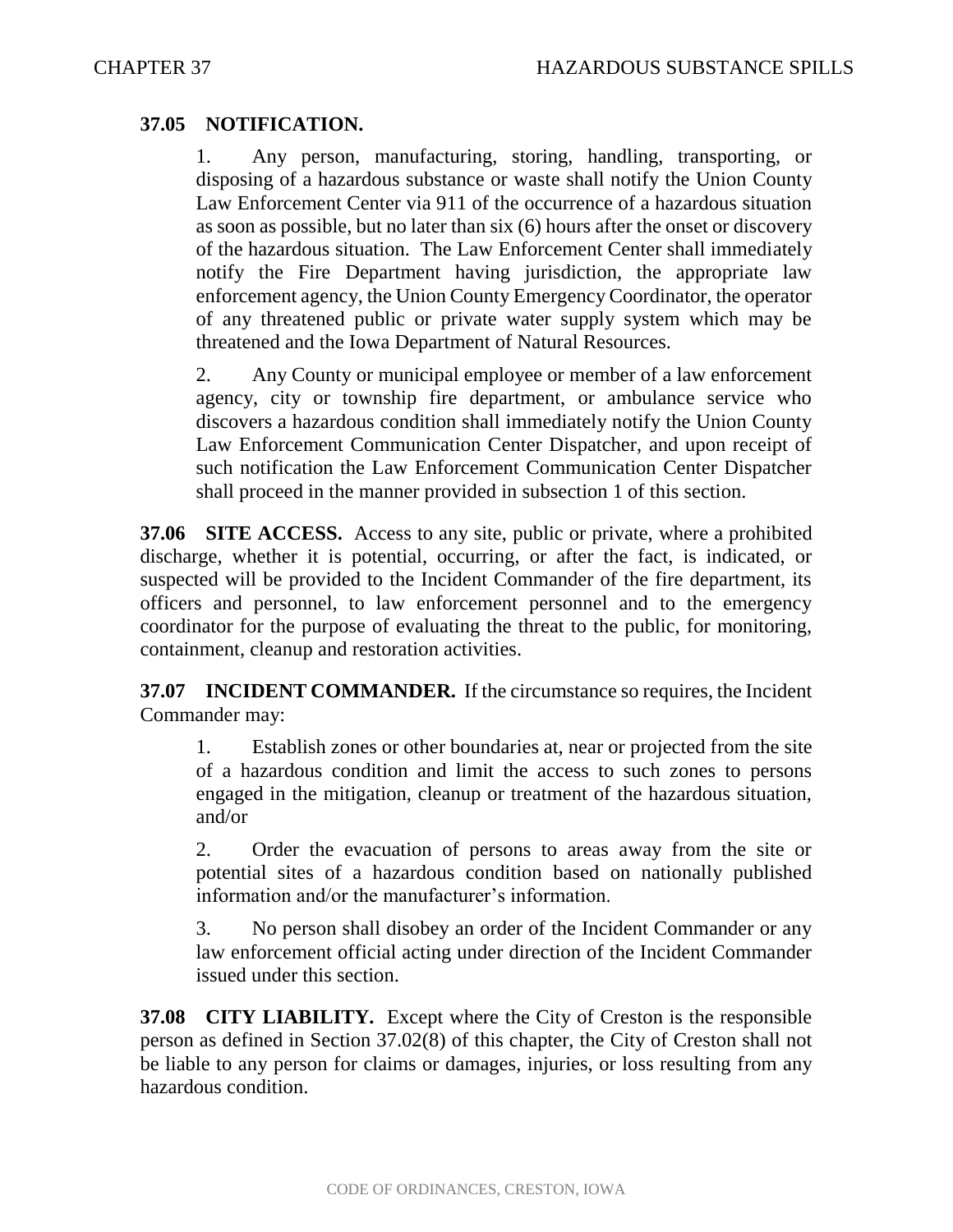**37.05 NOTIFICATION.**

1. Any person, manufacturing, storing, handling, transporting, or disposing of a hazardous substance or waste shall notify the Union County Law Enforcement Center via 911 of the occurrence of a hazardous situation as soon as possible, but no later than six (6) hours after the onset or discovery of the hazardous situation. The Law Enforcement Center shall immediately notify the Fire Department having jurisdiction, the appropriate law enforcement agency, the Union County Emergency Coordinator, the operator of any threatened public or private water supply system which may be threatened and the Iowa Department of Natural Resources.

2. Any County or municipal employee or member of a law enforcement agency, city or township fire department, or ambulance service who discovers a hazardous condition shall immediately notify the Union County Law Enforcement Communication Center Dispatcher, and upon receipt of such notification the Law Enforcement Communication Center Dispatcher shall proceed in the manner provided in subsection 1 of this section.

**37.06 SITE ACCESS.** Access to any site, public or private, where a prohibited discharge, whether it is potential, occurring, or after the fact, is indicated, or suspected will be provided to the Incident Commander of the fire department, its officers and personnel, to law enforcement personnel and to the emergency coordinator for the purpose of evaluating the threat to the public, for monitoring, containment, cleanup and restoration activities.

**37.07 INCIDENT COMMANDER.** If the circumstance so requires, the Incident Commander may:

1. Establish zones or other boundaries at, near or projected from the site of a hazardous condition and limit the access to such zones to persons engaged in the mitigation, cleanup or treatment of the hazardous situation, and/or

2. Order the evacuation of persons to areas away from the site or potential sites of a hazardous condition based on nationally published information and/or the manufacturer's information.

3. No person shall disobey an order of the Incident Commander or any law enforcement official acting under direction of the Incident Commander issued under this section.

**37.08 CITY LIABILITY.** Except where the City of Creston is the responsible person as defined in Section 37.02(8) of this chapter, the City of Creston shall not be liable to any person for claims or damages, injuries, or loss resulting from any hazardous condition.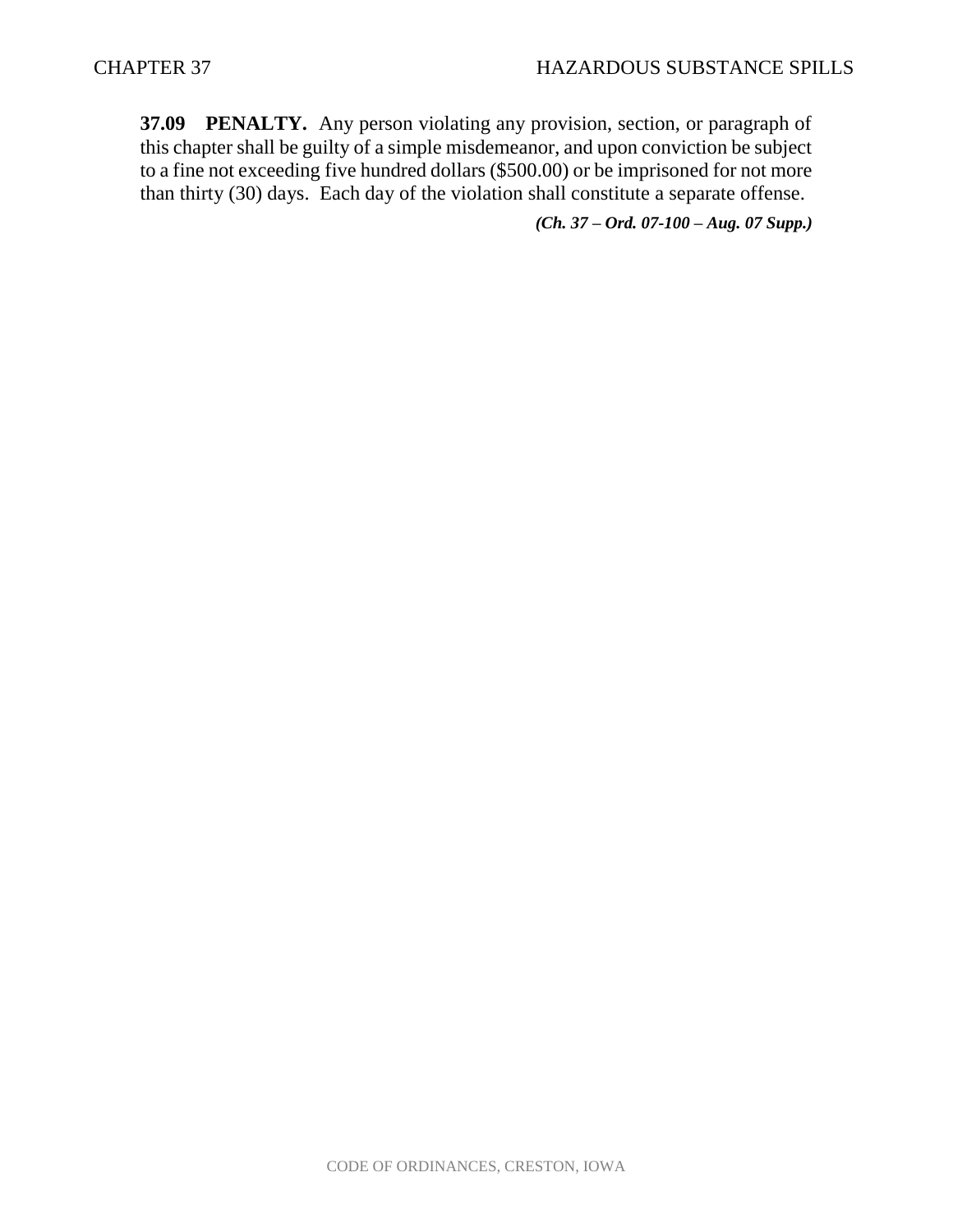**37.09 PENALTY.** Any person violating any provision, section, or paragraph of this chapter shall be guilty of a simple misdemeanor, and upon conviction be subject to a fine not exceeding five hundred dollars ($500.00) or be imprisoned for not more than thirty (30) days. Each day of the violation shall constitute a separate offense.

***(Ch. 37 – Ord. 07-100 – Aug. 07 Supp.)***